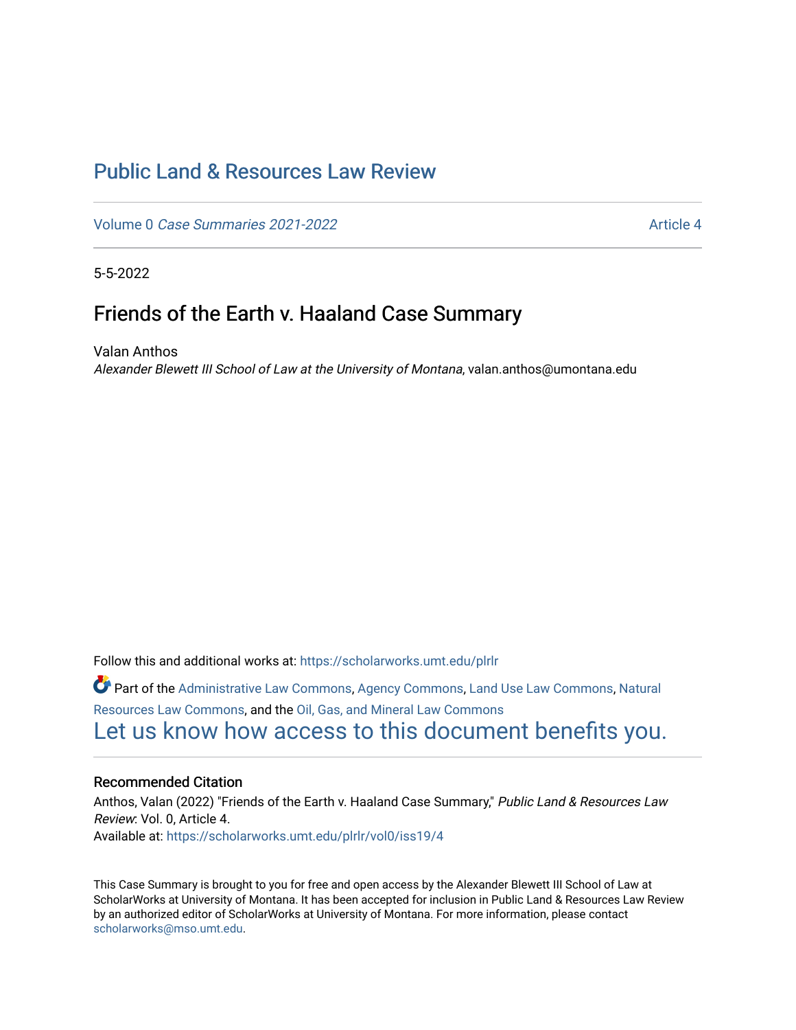# Public Land & Resources Law Review

Volume 0 *Case Summaries 2021-2022* Article 4

5-5-2022

## Friends of the Earth v. Haaland Case Summary

Valan Anthos
*Alexander Blewett III School of Law at the University of Montana*, valan.anthos@umontana.edu

Follow this and additional works at: https://scholarworks.umt.edu/plrlr

Part of the Administrative Law Commons, Agency Commons, Land Use Law Commons, Natural Resources Law Commons, and the Oil, Gas, and Mineral Law Commons

Let us know how access to this document benefits you.

### Recommended Citation

Anthos, Valan (2022) "Friends of the Earth v. Haaland Case Summary," *Public Land & Resources Law Review*: Vol. 0, Article 4.
Available at: https://scholarworks.umt.edu/plrlr/vol0/iss19/4

This Case Summary is brought to you for free and open access by the Alexander Blewett III School of Law at ScholarWorks at University of Montana. It has been accepted for inclusion in Public Land & Resources Law Review by an authorized editor of ScholarWorks at University of Montana. For more information, please contact scholarworks@mso.umt.edu.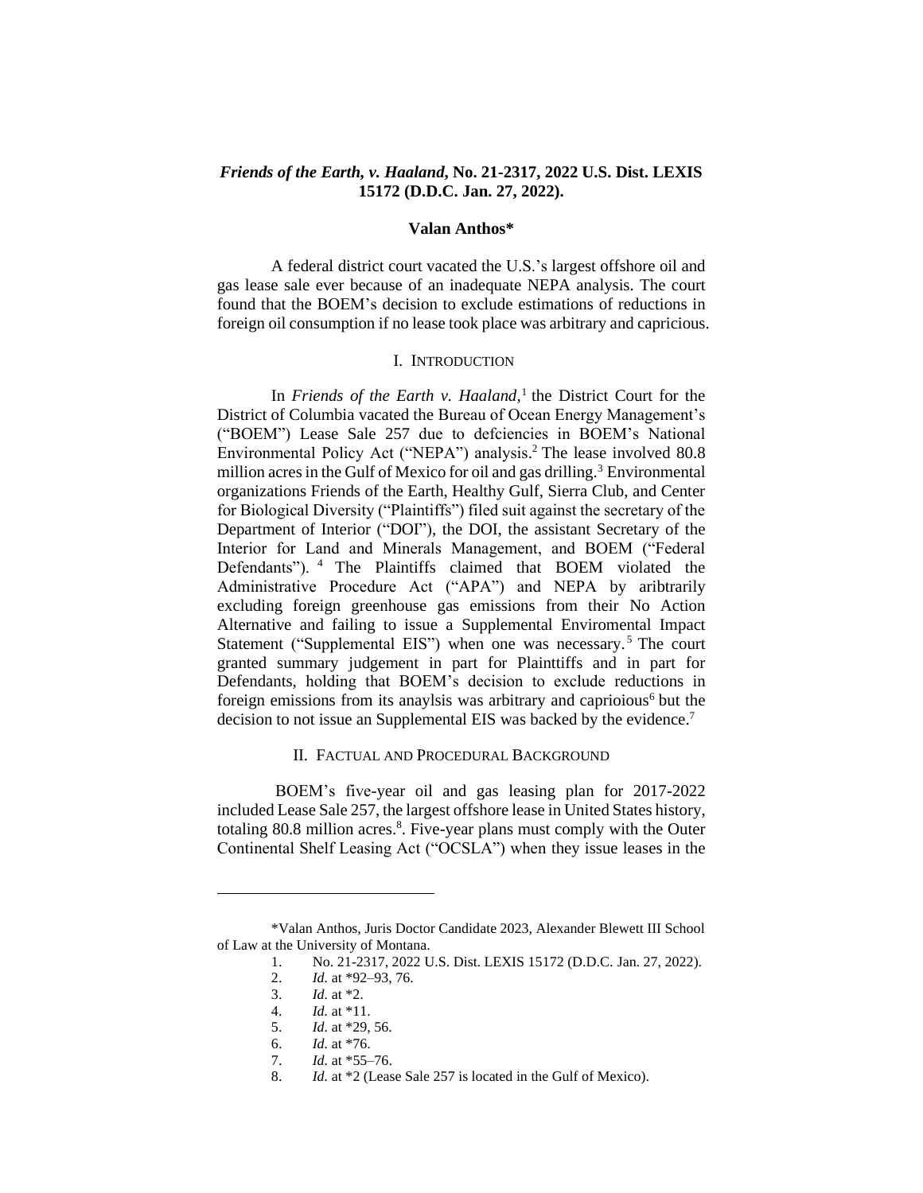# *Friends of the Earth, v. Haaland*, No. 21-2317, 2022 U.S. Dist. LEXIS 15172 (D.D.C. Jan. 27, 2022).

**Valan Anthos***

A federal district court vacated the U.S.'s largest offshore oil and gas lease sale ever because of an inadequate NEPA analysis. The court found that the BOEM's decision to exclude estimations of reductions in foreign oil consumption if no lease took place was arbitrary and capricious.

## I. INTRODUCTION

In *Friends of the Earth v. Haaland*,[1] the District Court for the District of Columbia vacated the Bureau of Ocean Energy Management's ("BOEM") Lease Sale 257 due to defciencies in BOEM's National Environmental Policy Act ("NEPA") analysis.[2] The lease involved 80.8 million acres in the Gulf of Mexico for oil and gas drilling.[3] Environmental organizations Friends of the Earth, Healthy Gulf, Sierra Club, and Center for Biological Diversity ("Plaintiffs") filed suit against the secretary of the Department of Interior ("DOI"), the DOI, the assistant Secretary of the Interior for Land and Minerals Management, and BOEM ("Federal Defendants").[4] The Plaintiffs claimed that BOEM violated the Administrative Procedure Act ("APA") and NEPA by aribtrarily excluding foreign greenhouse gas emissions from their No Action Alternative and failing to issue a Supplemental Enviromental Impact Statement ("Supplemental EIS") when one was necessary.[5] The court granted summary judgement in part for Plainttiffs and in part for Defendants, holding that BOEM's decision to exclude reductions in foreign emissions from its anaylsis was arbitrary and caprioious[6] but the decision to not issue an Supplemental EIS was backed by the evidence.[7]

## II. FACTUAL AND PROCEDURAL BACKGROUND

BOEM's five-year oil and gas leasing plan for 2017-2022 included Lease Sale 257, the largest offshore lease in United States history, totaling 80.8 million acres.[8]. Five-year plans must comply with the Outer Continental Shelf Leasing Act ("OCSLA") when they issue leases in the

---

*Valan Anthos, Juris Doctor Candidate 2023, Alexander Blewett III School of Law at the University of Montana.

1. No. 21-2317, 2022 U.S. Dist. LEXIS 15172 (D.D.C. Jan. 27, 2022).
2. *Id.* at *92–93, 76.
3. *Id.* at *2.
4. *Id.* at *11.
5. *Id.* at *29, 56.
6. *Id.* at *76.
7. *Id.* at *55–76.
8. *Id.* at *2 (Lease Sale 257 is located in the Gulf of Mexico).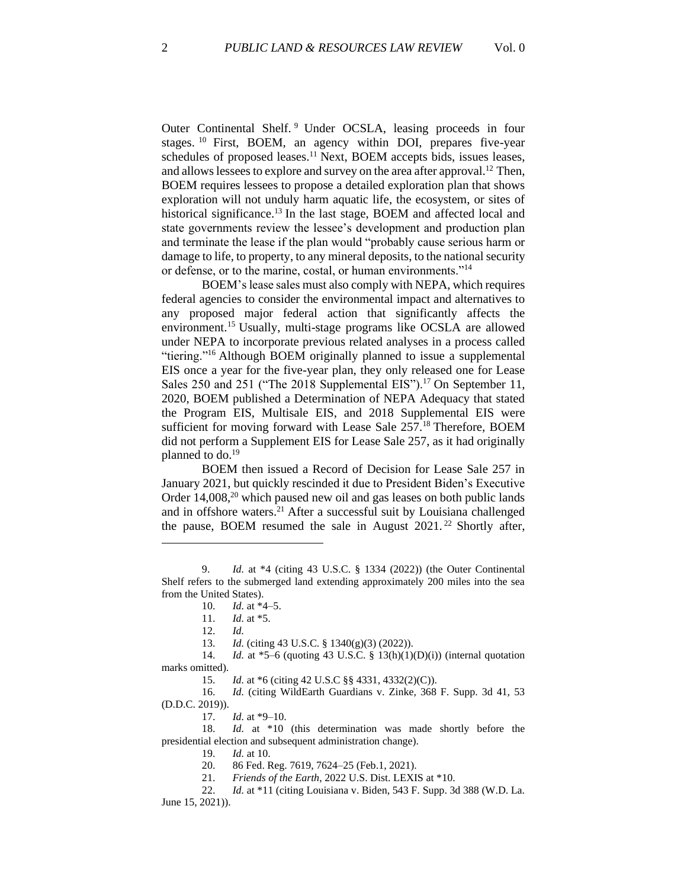Outer Continental Shelf.[9] Under OCSLA, leasing proceeds in four stages.[10] First, BOEM, an agency within DOI, prepares five-year schedules of proposed leases.[11] Next, BOEM accepts bids, issues leases, and allows lessees to explore and survey on the area after approval.[12] Then, BOEM requires lessees to propose a detailed exploration plan that shows exploration will not unduly harm aquatic life, the ecosystem, or sites of historical significance.[13] In the last stage, BOEM and affected local and state governments review the lessee's development and production plan and terminate the lease if the plan would "probably cause serious harm or damage to life, to property, to any mineral deposits, to the national security or defense, or to the marine, costal, or human environments."[14]

BOEM's lease sales must also comply with NEPA, which requires federal agencies to consider the environmental impact and alternatives to any proposed major federal action that significantly affects the environment.[15] Usually, multi-stage programs like OCSLA are allowed under NEPA to incorporate previous related analyses in a process called "tiering."[16] Although BOEM originally planned to issue a supplemental EIS once a year for the five-year plan, they only released one for Lease Sales 250 and 251 ("The 2018 Supplemental EIS").[17] On September 11, 2020, BOEM published a Determination of NEPA Adequacy that stated the Program EIS, Multisale EIS, and 2018 Supplemental EIS were sufficient for moving forward with Lease Sale 257.[18] Therefore, BOEM did not perform a Supplement EIS for Lease Sale 257, as it had originally planned to do.[19]

BOEM then issued a Record of Decision for Lease Sale 257 in January 2021, but quickly rescinded it due to President Biden's Executive Order 14,008,[20] which paused new oil and gas leases on both public lands and in offshore waters.[21] After a successful suit by Louisiana challenged the pause, BOEM resumed the sale in August 2021.[22] Shortly after,

---

9. *Id.* at *4 (citing 43 U.S.C. § 1334 (2022)) (the Outer Continental Shelf refers to the submerged land extending approximately 200 miles into the sea from the United States).

10. *Id.* at *4–5.

11. *Id.* at *5.

12. *Id.*

13. *Id.* (citing 43 U.S.C. § 1340(g)(3) (2022)).

14. *Id.* at *5–6 (quoting 43 U.S.C. § 13(h)(1)(D)(i)) (internal quotation marks omitted).

15. *Id.* at *6 (citing 42 U.S.C §§ 4331, 4332(2)(C)).

16. *Id.* (citing WildEarth Guardians v. Zinke, 368 F. Supp. 3d 41, 53 (D.D.C. 2019)).

17. *Id.* at *9–10.

18. *Id.* at *10 (this determination was made shortly before the presidential election and subsequent administration change).

19. *Id.* at 10.

20. 86 Fed. Reg. 7619, 7624–25 (Feb.1, 2021).

21. *Friends of the Earth*, 2022 U.S. Dist. LEXIS at *10.

22. *Id.* at *11 (citing Louisiana v. Biden, 543 F. Supp. 3d 388 (W.D. La. June 15, 2021)).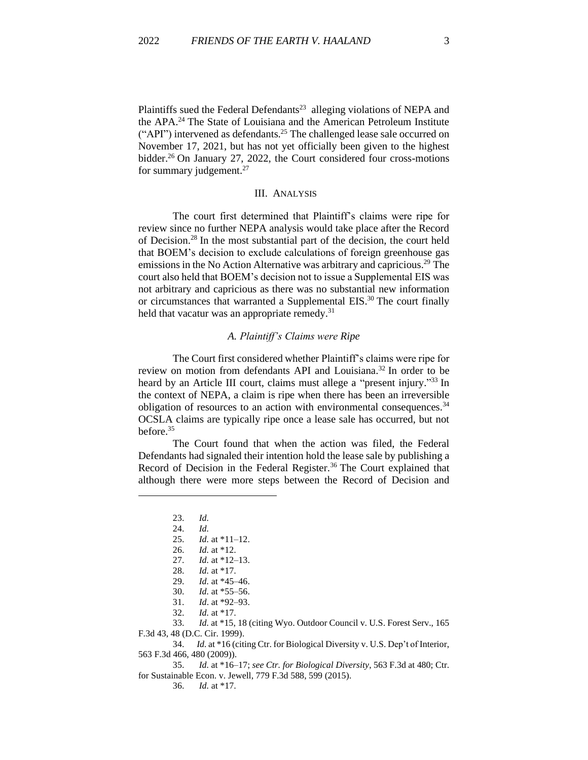Plaintiffs sued the Federal Defendants[23] alleging violations of NEPA and the APA.[24] The State of Louisiana and the American Petroleum Institute ("API") intervened as defendants.[25] The challenged lease sale occurred on November 17, 2021, but has not yet officially been given to the highest bidder.[26] On January 27, 2022, the Court considered four cross-motions for summary judgement.[27]

## III. ANALYSIS

The court first determined that Plaintiff's claims were ripe for review since no further NEPA analysis would take place after the Record of Decision.[28] In the most substantial part of the decision, the court held that BOEM's decision to exclude calculations of foreign greenhouse gas emissions in the No Action Alternative was arbitrary and capricious.[29] The court also held that BOEM's decision not to issue a Supplemental EIS was not arbitrary and capricious as there was no substantial new information or circumstances that warranted a Supplemental EIS.[30] The court finally held that vacatur was an appropriate remedy.[31]

### *A. Plaintiff's Claims were Ripe*

The Court first considered whether Plaintiff's claims were ripe for review on motion from defendants API and Louisiana.[32] In order to be heard by an Article III court, claims must allege a "present injury."[33] In the context of NEPA, a claim is ripe when there has been an irreversible obligation of resources to an action with environmental consequences.[34] OCSLA claims are typically ripe once a lease sale has occurred, but not before.[35]

The Court found that when the action was filed, the Federal Defendants had signaled their intention hold the lease sale by publishing a Record of Decision in the Federal Register.[36] The Court explained that although there were more steps between the Record of Decision and

---

23. *Id.*
24. *Id.*
25. *Id.* at *11–12.
26. *Id.* at *12.
27. *Id.* at *12–13.
28. *Id.* at *17.
29. *Id.* at *45–46.
30. *Id.* at *55–56.
31. *Id*. at *92–93.
32. *Id.* at *17.
33. *Id.* at *15, 18 (citing Wyo. Outdoor Council v. U.S. Forest Serv., 165 F.3d 43, 48 (D.C. Cir. 1999).
34. *Id.* at *16 (citing Ctr. for Biological Diversity v. U.S. Dep't of Interior, 563 F.3d 466, 480 (2009)).
35. *Id.* at *16–17; *see Ctr. for Biological Diversity*, 563 F.3d at 480; Ctr. for Sustainable Econ. v. Jewell, 779 F.3d 588, 599 (2015).
36. *Id.* at *17.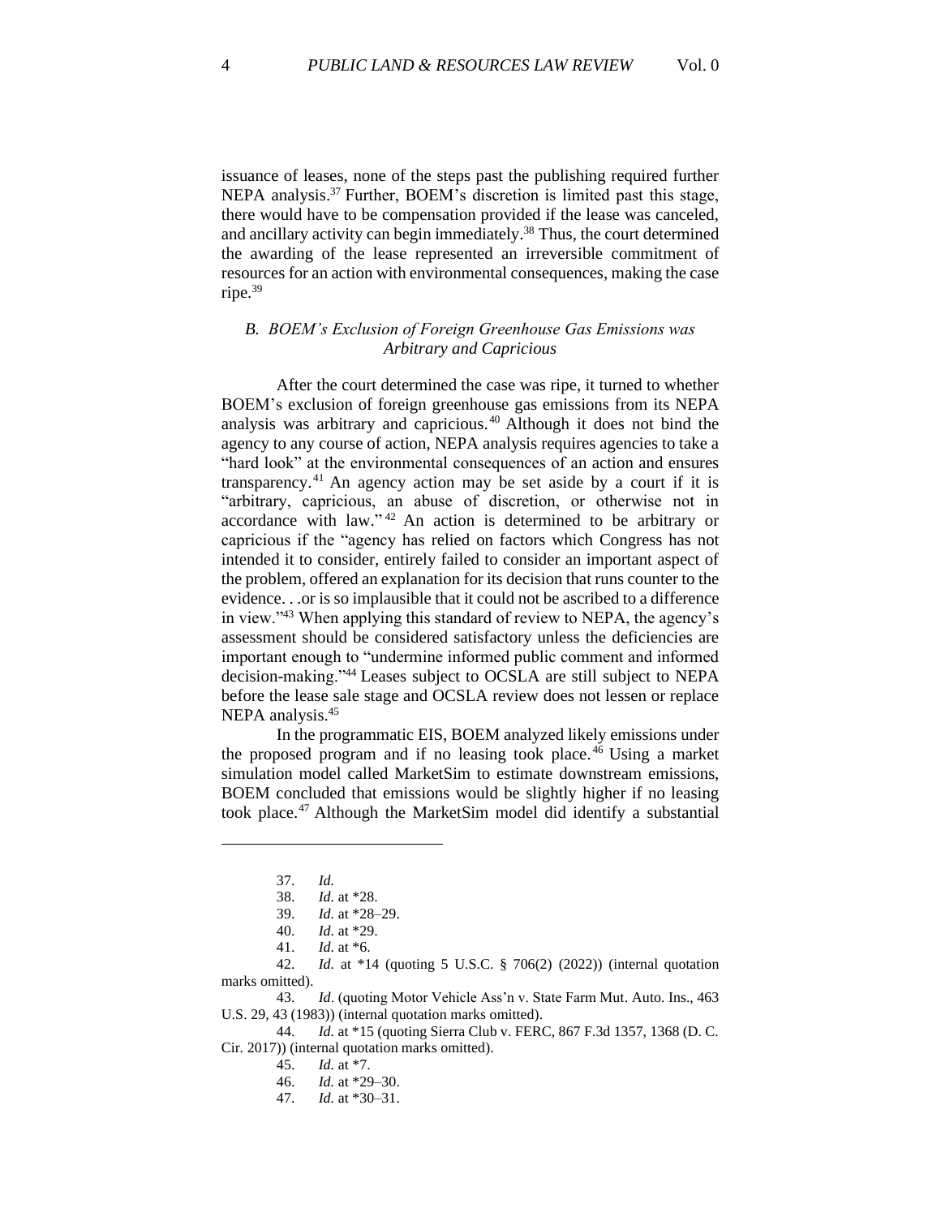issuance of leases, none of the steps past the publishing required further NEPA analysis.[37] Further, BOEM's discretion is limited past this stage, there would have to be compensation provided if the lease was canceled, and ancillary activity can begin immediately.[38] Thus, the court determined the awarding of the lease represented an irreversible commitment of resources for an action with environmental consequences, making the case ripe.[39]

### *B. BOEM's Exclusion of Foreign Greenhouse Gas Emissions was Arbitrary and Capricious*

After the court determined the case was ripe, it turned to whether BOEM's exclusion of foreign greenhouse gas emissions from its NEPA analysis was arbitrary and capricious.[40] Although it does not bind the agency to any course of action, NEPA analysis requires agencies to take a "hard look" at the environmental consequences of an action and ensures transparency.[41] An agency action may be set aside by a court if it is "arbitrary, capricious, an abuse of discretion, or otherwise not in accordance with law."[42] An action is determined to be arbitrary or capricious if the "agency has relied on factors which Congress has not intended it to consider, entirely failed to consider an important aspect of the problem, offered an explanation for its decision that runs counter to the evidence. . .or is so implausible that it could not be ascribed to a difference in view."[43] When applying this standard of review to NEPA, the agency's assessment should be considered satisfactory unless the deficiencies are important enough to "undermine informed public comment and informed decision-making."[44] Leases subject to OCSLA are still subject to NEPA before the lease sale stage and OCSLA review does not lessen or replace NEPA analysis.[45]

In the programmatic EIS, BOEM analyzed likely emissions under the proposed program and if no leasing took place.[46] Using a market simulation model called MarketSim to estimate downstream emissions, BOEM concluded that emissions would be slightly higher if no leasing took place.[47] Although the MarketSim model did identify a substantial

---

37. *Id.*
38. *Id.* at *28.
39. *Id.* at *28–29.
40. *Id.* at *29.
41. *Id.* at *6.
42. *Id.* at *14 (quoting 5 U.S.C. § 706(2) (2022)) (internal quotation marks omitted).
43. *Id*. (quoting Motor Vehicle Ass'n v. State Farm Mut. Auto. Ins., 463 U.S. 29, 43 (1983)) (internal quotation marks omitted).
44. *Id.* at *15 (quoting Sierra Club v. FERC, 867 F.3d 1357, 1368 (D. C. Cir. 2017)) (internal quotation marks omitted).
45. *Id.* at *7.
46. *Id.* at *29–30.
47. *Id.* at *30–31.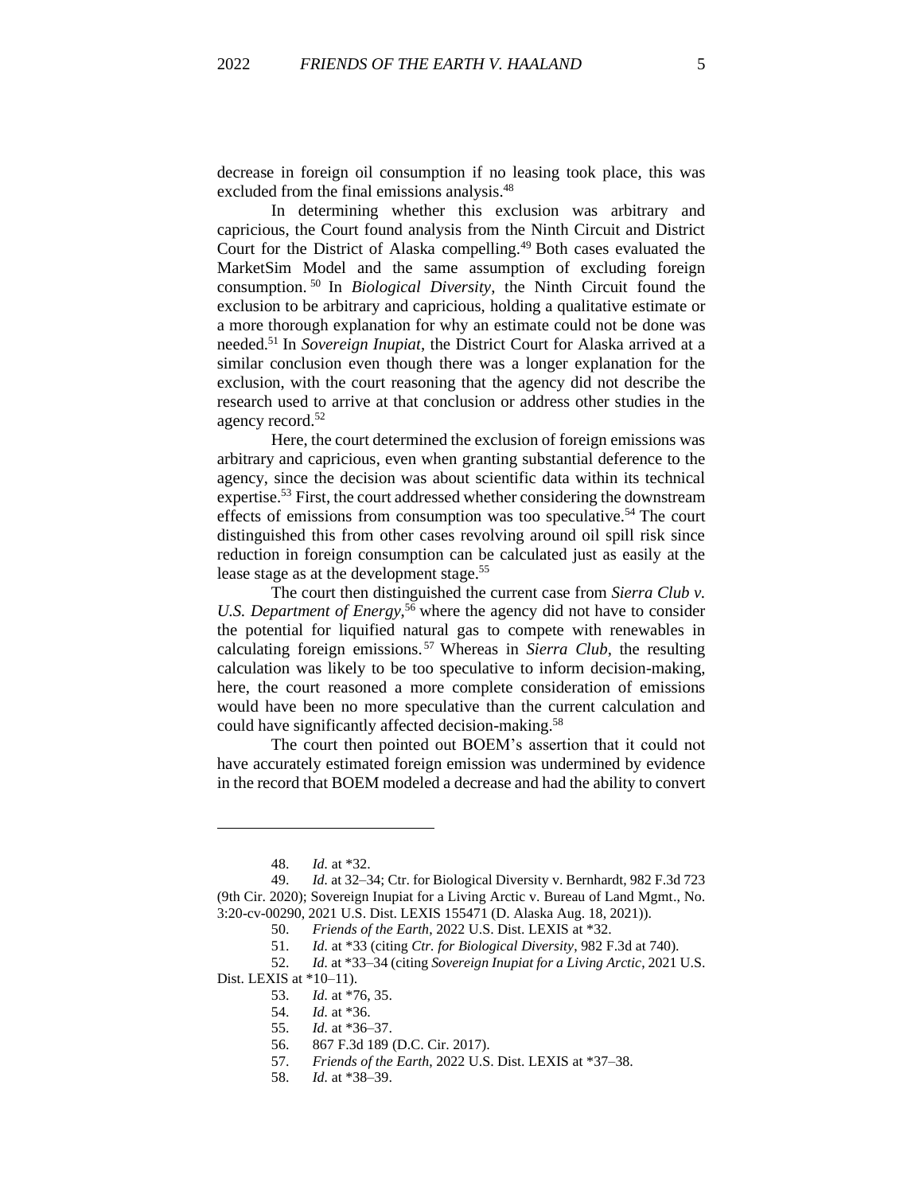decrease in foreign oil consumption if no leasing took place, this was excluded from the final emissions analysis.[48]

In determining whether this exclusion was arbitrary and capricious, the Court found analysis from the Ninth Circuit and District Court for the District of Alaska compelling.[49] Both cases evaluated the MarketSim Model and the same assumption of excluding foreign consumption.[50] In *Biological Diversity*, the Ninth Circuit found the exclusion to be arbitrary and capricious, holding a qualitative estimate or a more thorough explanation for why an estimate could not be done was needed.[51] In *Sovereign Inupiat*, the District Court for Alaska arrived at a similar conclusion even though there was a longer explanation for the exclusion, with the court reasoning that the agency did not describe the research used to arrive at that conclusion or address other studies in the agency record.[52]

Here, the court determined the exclusion of foreign emissions was arbitrary and capricious, even when granting substantial deference to the agency, since the decision was about scientific data within its technical expertise.[53] First, the court addressed whether considering the downstream effects of emissions from consumption was too speculative.[54] The court distinguished this from other cases revolving around oil spill risk since reduction in foreign consumption can be calculated just as easily at the lease stage as at the development stage.[55]

The court then distinguished the current case from *Sierra Club v. U.S. Department of Energy*,[56] where the agency did not have to consider the potential for liquified natural gas to compete with renewables in calculating foreign emissions.[57] Whereas in *Sierra Club*, the resulting calculation was likely to be too speculative to inform decision-making, here, the court reasoned a more complete consideration of emissions would have been no more speculative than the current calculation and could have significantly affected decision-making.[58]

The court then pointed out BOEM's assertion that it could not have accurately estimated foreign emission was undermined by evidence in the record that BOEM modeled a decrease and had the ability to convert

---

48. *Id.* at *32.

49. *Id.* at 32–34; Ctr. for Biological Diversity v. Bernhardt, 982 F.3d 723 (9th Cir. 2020); Sovereign Inupiat for a Living Arctic v. Bureau of Land Mgmt., No. 3:20-cv-00290, 2021 U.S. Dist. LEXIS 155471 (D. Alaska Aug. 18, 2021)).

50. *Friends of the Earth*, 2022 U.S. Dist. LEXIS at *32.

51. *Id.* at *33 (citing *Ctr. for Biological Diversity*, 982 F.3d at 740).

52. *Id.* at *33–34 (citing *Sovereign Inupiat for a Living Arctic*, 2021 U.S. Dist. LEXIS at *10–11).

53. *Id.* at *76, 35.

54. *Id.* at *36.

55. *Id.* at *36–37.

56. 867 F.3d 189 (D.C. Cir. 2017).

57. *Friends of the Earth*, 2022 U.S. Dist. LEXIS at *37–38.

58. *Id.* at *38–39.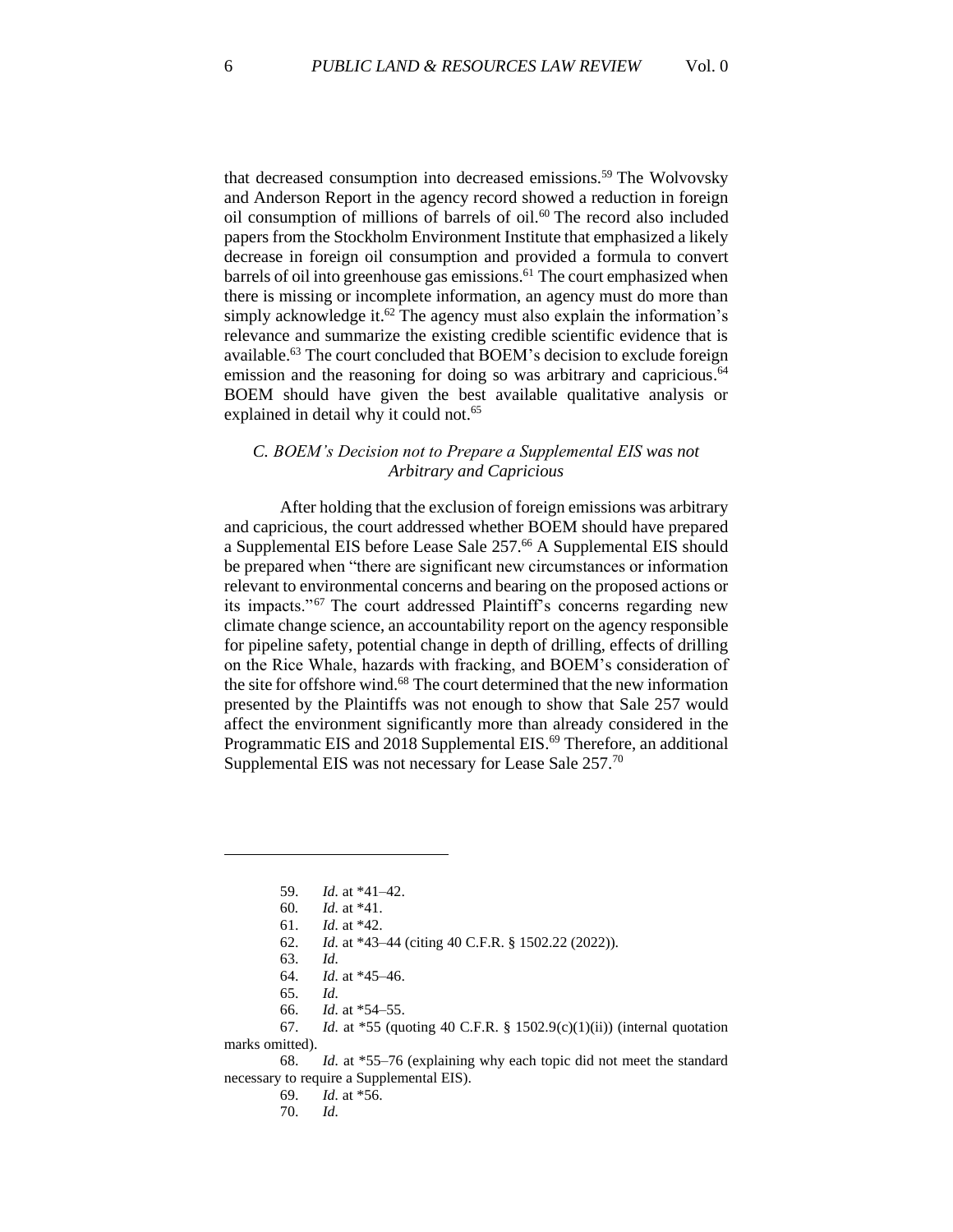that decreased consumption into decreased emissions.[59] The Wolvovsky and Anderson Report in the agency record showed a reduction in foreign oil consumption of millions of barrels of oil.[60] The record also included papers from the Stockholm Environment Institute that emphasized a likely decrease in foreign oil consumption and provided a formula to convert barrels of oil into greenhouse gas emissions.[61] The court emphasized when there is missing or incomplete information, an agency must do more than simply acknowledge it.[62] The agency must also explain the information's relevance and summarize the existing credible scientific evidence that is available.[63] The court concluded that BOEM's decision to exclude foreign emission and the reasoning for doing so was arbitrary and capricious.[64] BOEM should have given the best available qualitative analysis or explained in detail why it could not.[65]

### *C. BOEM's Decision not to Prepare a Supplemental EIS was not Arbitrary and Capricious*

After holding that the exclusion of foreign emissions was arbitrary and capricious, the court addressed whether BOEM should have prepared a Supplemental EIS before Lease Sale 257.[66] A Supplemental EIS should be prepared when "there are significant new circumstances or information relevant to environmental concerns and bearing on the proposed actions or its impacts."[67] The court addressed Plaintiff's concerns regarding new climate change science, an accountability report on the agency responsible for pipeline safety, potential change in depth of drilling, effects of drilling on the Rice Whale, hazards with fracking, and BOEM's consideration of the site for offshore wind.[68] The court determined that the new information presented by the Plaintiffs was not enough to show that Sale 257 would affect the environment significantly more than already considered in the Programmatic EIS and 2018 Supplemental EIS.[69] Therefore, an additional Supplemental EIS was not necessary for Lease Sale 257.[70]

---

59. *Id.* at *41–42.
60. *Id.* at *41.
61. *Id.* at *42.
62. *Id.* at *43–44 (citing 40 C.F.R. § 1502.22 (2022)).
63. *Id.*
64. *Id.* at *45–46.
65. *Id.*
66. *Id.* at *54–55.
67. *Id.* at *55 (quoting 40 C.F.R. § 1502.9(c)(1)(ii)) (internal quotation marks omitted).
68. *Id.* at *55–76 (explaining why each topic did not meet the standard necessary to require a Supplemental EIS).
69. *Id.* at *56.
70. *Id.*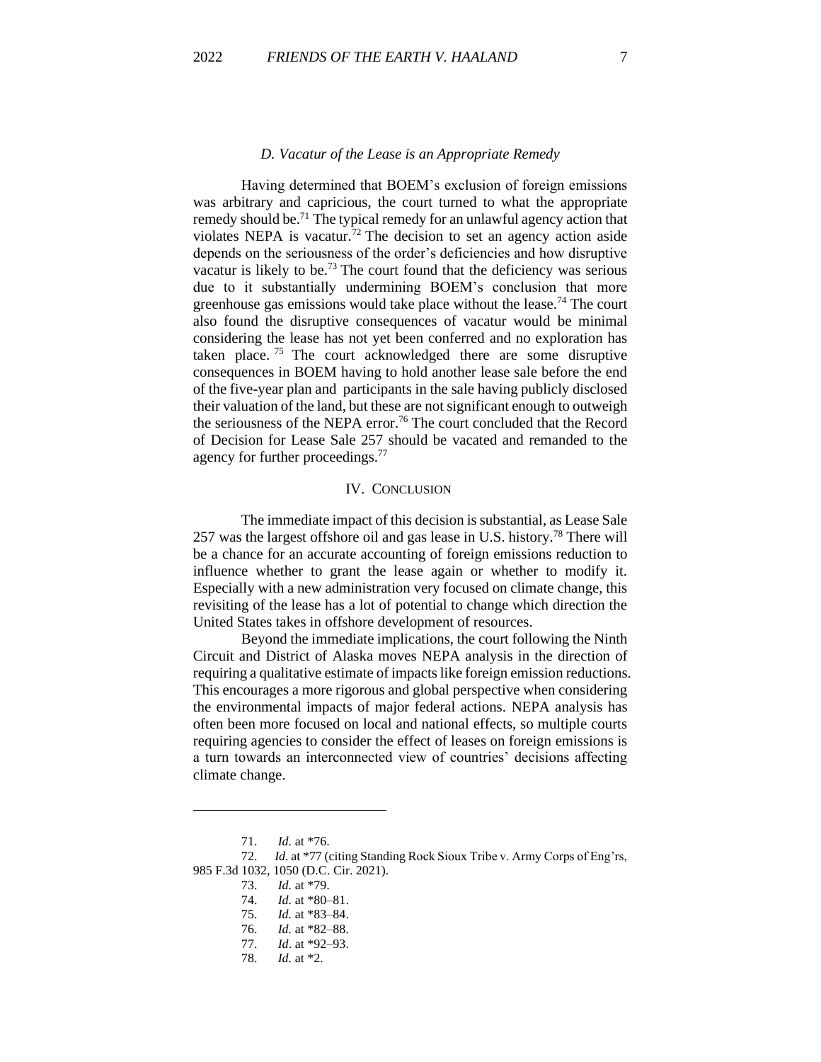### *D. Vacatur of the Lease is an Appropriate Remedy*

Having determined that BOEM's exclusion of foreign emissions was arbitrary and capricious, the court turned to what the appropriate remedy should be.[71] The typical remedy for an unlawful agency action that violates NEPA is vacatur.[72] The decision to set an agency action aside depends on the seriousness of the order's deficiencies and how disruptive vacatur is likely to be.[73] The court found that the deficiency was serious due to it substantially undermining BOEM's conclusion that more greenhouse gas emissions would take place without the lease.[74] The court also found the disruptive consequences of vacatur would be minimal considering the lease has not yet been conferred and no exploration has taken place.[75] The court acknowledged there are some disruptive consequences in BOEM having to hold another lease sale before the end of the five-year plan and participants in the sale having publicly disclosed their valuation of the land, but these are not significant enough to outweigh the seriousness of the NEPA error.[76] The court concluded that the Record of Decision for Lease Sale 257 should be vacated and remanded to the agency for further proceedings.[77]

## IV. CONCLUSION

The immediate impact of this decision is substantial, as Lease Sale 257 was the largest offshore oil and gas lease in U.S. history.[78] There will be a chance for an accurate accounting of foreign emissions reduction to influence whether to grant the lease again or whether to modify it. Especially with a new administration very focused on climate change, this revisiting of the lease has a lot of potential to change which direction the United States takes in offshore development of resources.

Beyond the immediate implications, the court following the Ninth Circuit and District of Alaska moves NEPA analysis in the direction of requiring a qualitative estimate of impacts like foreign emission reductions. This encourages a more rigorous and global perspective when considering the environmental impacts of major federal actions. NEPA analysis has often been more focused on local and national effects, so multiple courts requiring agencies to consider the effect of leases on foreign emissions is a turn towards an interconnected view of countries' decisions affecting climate change.

---

71. *Id.* at *76.

72. *Id*. at *77 (citing Standing Rock Sioux Tribe v. Army Corps of Eng'rs, 985 F.3d 1032, 1050 (D.C. Cir. 2021).

73. *Id.* at *79.

74. *Id.* at *80–81.

75. *Id.* at *83–84.

76. *Id.* at *82–88.

77. *Id*. at *92–93.

78. *Id.* at *2.